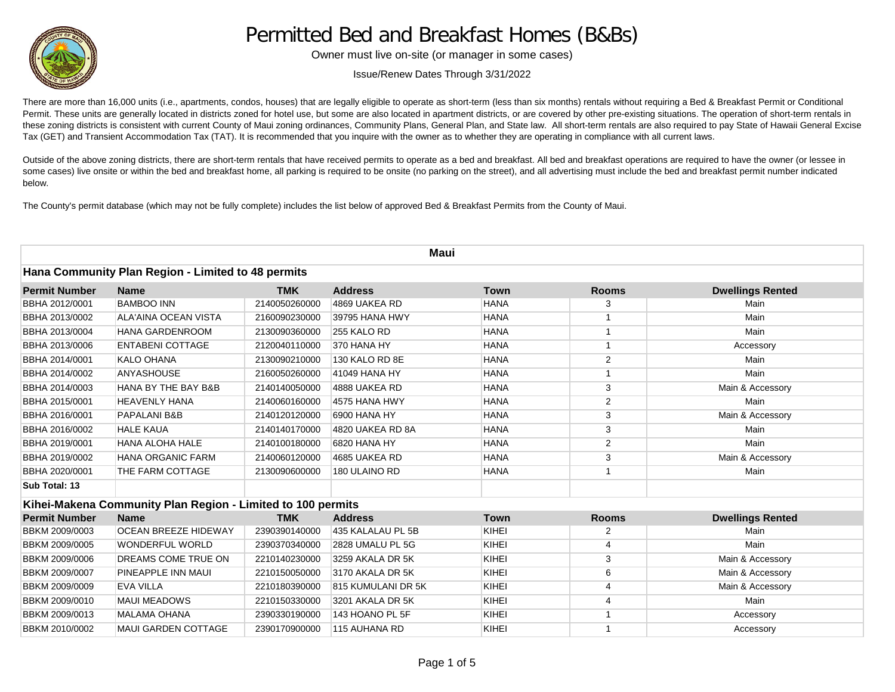# Permitted Bed and Breakfast Homes (B&Bs)

Owner must live on-site (or manager in some cases)

Issue/Renew Dates Through 3/31/2022

There are more than 16,000 units (i.e., apartments, condos, houses) that are legally eligible to operate as short-term (less than six months) rentals without requiring a Bed & Breakfast Permit or Conditional Permit. These units are generally located in districts zoned for hotel use, but some are also located in apartment districts, or are covered by other pre-existing situations. The operation of short-term rentals in these zoning districts is consistent with current County of Maui zoning ordinances, Community Plans, General Plan, and State law. All short-term rentals are also required to pay State of Hawaii General Excise Tax (GET) and Transient Accommodation Tax (TAT). It is recommended that you inquire with the owner as to whether they are operating in compliance with all current laws.

Outside of the above zoning districts, there are short-term rentals that have received permits to operate as a bed and breakfast. All bed and breakfast operations are required to have the owner (or lessee in some cases) live onsite or within the bed and breakfast home, all parking is required to be onsite (no parking on the street), and all advertising must include the bed and breakfast permit number indicated below.

The County's permit database (which may not be fully complete) includes the list below of approved Bed & Breakfast Permits from the County of Maui.

## Maui

### Hana Community Plan Region - Limited to 48 permits

| Permit Number | Name | TMK | Address | Town | Rooms | Dwellings Rented |
|---|---|---|---|---|---|---|
| BBHA 2012/0001 | BAMBOO INN | 2140050260000 | 4869 UAKEA RD | HANA | 3 | Main |
| BBHA 2013/0002 | ALA'AINA OCEAN VISTA | 2160090230000 | 39795 HANA HWY | HANA | 1 | Main |
| BBHA 2013/0004 | HANA GARDENROOM | 2130090360000 | 255 KALO RD | HANA | 1 | Main |
| BBHA 2013/0006 | ENTABENI COTTAGE | 2120040110000 | 370 HANA HY | HANA | 1 | Accessory |
| BBHA 2014/0001 | KALO OHANA | 2130090210000 | 130 KALO RD 8E | HANA | 2 | Main |
| BBHA 2014/0002 | ANYASHOUSE | 2160050260000 | 41049 HANA HY | HANA | 1 | Main |
| BBHA 2014/0003 | HANA BY THE BAY B&B | 2140140050000 | 4888 UAKEA RD | HANA | 3 | Main & Accessory |
| BBHA 2015/0001 | HEAVENLY HANA | 2140060160000 | 4575 HANA HWY | HANA | 2 | Main |
| BBHA 2016/0001 | PAPALANI B&B | 2140120120000 | 6900 HANA HY | HANA | 3 | Main & Accessory |
| BBHA 2016/0002 | HALE KAUA | 2140140170000 | 4820 UAKEA RD 8A | HANA | 3 | Main |
| BBHA 2019/0001 | HANA ALOHA HALE | 2140100180000 | 6820 HANA HY | HANA | 2 | Main |
| BBHA 2019/0002 | HANA ORGANIC FARM | 2140060120000 | 4685 UAKEA RD | HANA | 3 | Main & Accessory |
| BBHA 2020/0001 | THE FARM COTTAGE | 2130090600000 | 180 ULAINO RD | HANA | 1 | Main |
| **Sub Total: 13** | | | | | | |

### Kihei-Makena Community Plan Region - Limited to 100 permits

| Permit Number | Name | TMK | Address | Town | Rooms | Dwellings Rented |
|---|---|---|---|---|---|---|
| BBKM 2009/0003 | OCEAN BREEZE HIDEWAY | 2390390140000 | 435 KALALAU PL 5B | KIHEI | 2 | Main |
| BBKM 2009/0005 | WONDERFUL WORLD | 2390370340000 | 2828 UMALU PL 5G | KIHEI | 4 | Main |
| BBKM 2009/0006 | DREAMS COME TRUE ON | 2210140230000 | 3259 AKALA DR 5K | KIHEI | 3 | Main & Accessory |
| BBKM 2009/0007 | PINEAPPLE INN MAUI | 2210150050000 | 3170 AKALA DR 5K | KIHEI | 6 | Main & Accessory |
| BBKM 2009/0009 | EVA VILLA | 2210180390000 | 815 KUMULANI DR 5K | KIHEI | 4 | Main & Accessory |
| BBKM 2009/0010 | MAUI MEADOWS | 2210150330000 | 3201 AKALA DR 5K | KIHEI | 4 | Main |
| BBKM 2009/0013 | MALAMA OHANA | 2390330190000 | 143 HOANO PL 5F | KIHEI | 1 | Accessory |
| BBKM 2010/0002 | MAUI GARDEN COTTAGE | 2390170900000 | 115 AUHANA RD | KIHEI | 1 | Accessory |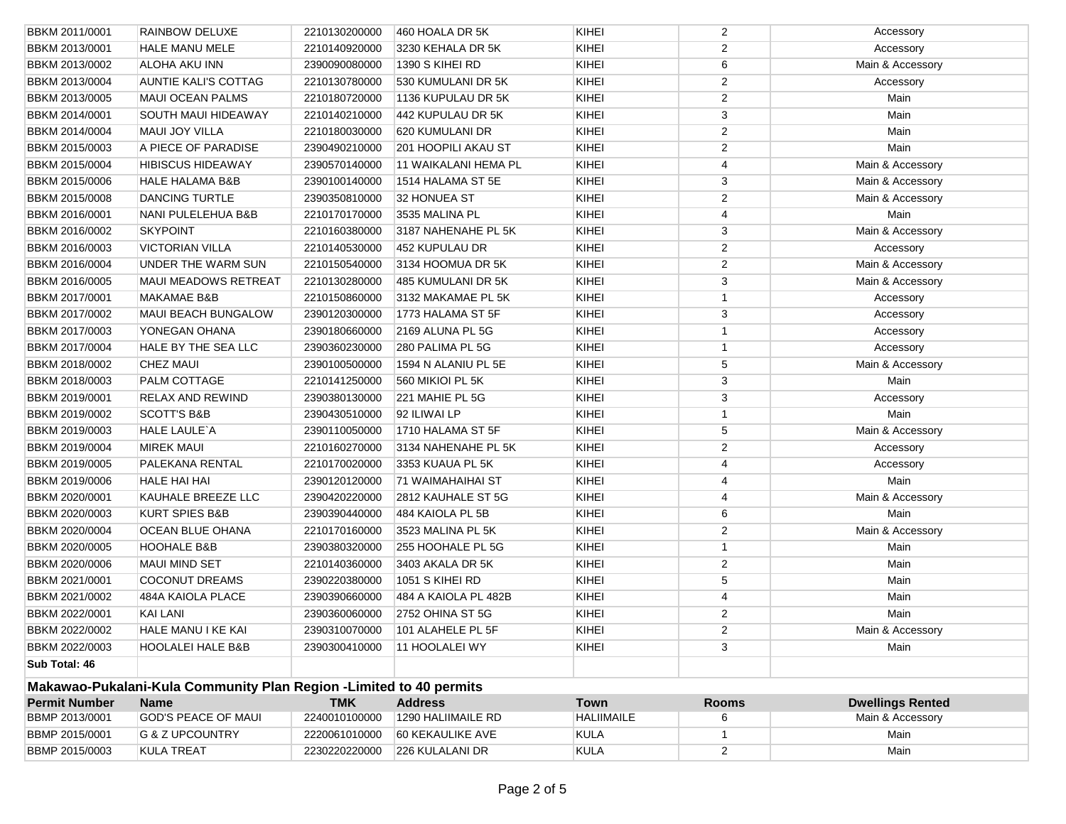| | | | | | | |
|---|---|---|---|---|---|---|
| BBKM 2011/0001 | RAINBOW DELUXE | 2210130200000 | 460 HOALA DR 5K | KIHEI | 2 | Accessory |
| BBKM 2013/0001 | HALE MANU MELE | 2210140920000 | 3230 KEHALA DR 5K | KIHEI | 2 | Accessory |
| BBKM 2013/0002 | ALOHA AKU INN | 2390090080000 | 1390 S KIHEI RD | KIHEI | 6 | Main & Accessory |
| BBKM 2013/0004 | AUNTIE KALI'S COTTAG | 2210130780000 | 530 KUMULANI DR 5K | KIHEI | 2 | Accessory |
| BBKM 2013/0005 | MAUI OCEAN PALMS | 2210180720000 | 1136 KUPULAU DR 5K | KIHEI | 2 | Main |
| BBKM 2014/0001 | SOUTH MAUI HIDEAWAY | 2210140210000 | 442 KUPULAU DR 5K | KIHEI | 3 | Main |
| BBKM 2014/0004 | MAUI JOY VILLA | 2210180030000 | 620 KUMULANI DR | KIHEI | 2 | Main |
| BBKM 2015/0003 | A PIECE OF PARADISE | 2390490210000 | 201 HOOPILI AKAU ST | KIHEI | 2 | Main |
| BBKM 2015/0004 | HIBISCUS HIDEAWAY | 2390570140000 | 11 WAIKALANI HEMA PL | KIHEI | 4 | Main & Accessory |
| BBKM 2015/0006 | HALE HALAMA B&B | 2390100140000 | 1514 HALAMA ST 5E | KIHEI | 3 | Main & Accessory |
| BBKM 2015/0008 | DANCING TURTLE | 2390350810000 | 32 HONUEA ST | KIHEI | 2 | Main & Accessory |
| BBKM 2016/0001 | NANI PULELEHUA B&B | 2210170170000 | 3535 MALINA PL | KIHEI | 4 | Main |
| BBKM 2016/0002 | SKYPOINT | 2210160380000 | 3187 NAHENAHE PL 5K | KIHEI | 3 | Main & Accessory |
| BBKM 2016/0003 | VICTORIAN VILLA | 2210140530000 | 452 KUPULAU DR | KIHEI | 2 | Accessory |
| BBKM 2016/0004 | UNDER THE WARM SUN | 2210150540000 | 3134 HOOMUA DR 5K | KIHEI | 2 | Main & Accessory |
| BBKM 2016/0005 | MAUI MEADOWS RETREAT | 2210130280000 | 485 KUMULANI DR 5K | KIHEI | 3 | Main & Accessory |
| BBKM 2017/0001 | MAKAMAE B&B | 2210150860000 | 3132 MAKAMAE PL 5K | KIHEI | 1 | Accessory |
| BBKM 2017/0002 | MAUI BEACH BUNGALOW | 2390120300000 | 1773 HALAMA ST 5F | KIHEI | 3 | Accessory |
| BBKM 2017/0003 | YONEGAN OHANA | 2390180660000 | 2169 ALUNA PL 5G | KIHEI | 1 | Accessory |
| BBKM 2017/0004 | HALE BY THE SEA LLC | 2390360230000 | 280 PALIMA PL 5G | KIHEI | 1 | Accessory |
| BBKM 2018/0002 | CHEZ MAUI | 2390100500000 | 1594 N ALANIU PL 5E | KIHEI | 5 | Main & Accessory |
| BBKM 2018/0003 | PALM COTTAGE | 2210141250000 | 560 MIKIOI PL 5K | KIHEI | 3 | Main |
| BBKM 2019/0001 | RELAX AND REWIND | 2390380130000 | 221 MAHIE PL 5G | KIHEI | 3 | Accessory |
| BBKM 2019/0002 | SCOTT'S B&B | 2390430510000 | 92 ILIWAI LP | KIHEI | 1 | Main |
| BBKM 2019/0003 | HALE LAULE`A | 2390110050000 | 1710 HALAMA ST 5F | KIHEI | 5 | Main & Accessory |
| BBKM 2019/0004 | MIREK MAUI | 2210160270000 | 3134 NAHENAHE PL 5K | KIHEI | 2 | Accessory |
| BBKM 2019/0005 | PALEKANA RENTAL | 2210170020000 | 3353 KUAUA PL 5K | KIHEI | 4 | Accessory |
| BBKM 2019/0006 | HALE HAI HAI | 2390120120000 | 71 WAIMAHAIHAI ST | KIHEI | 4 | Main |
| BBKM 2020/0001 | KAUHALE BREEZE LLC | 2390420220000 | 2812 KAUHALE ST 5G | KIHEI | 4 | Main & Accessory |
| BBKM 2020/0003 | KURT SPIES B&B | 2390390440000 | 484 KAIOLA PL 5B | KIHEI | 6 | Main |
| BBKM 2020/0004 | OCEAN BLUE OHANA | 2210170160000 | 3523 MALINA PL 5K | KIHEI | 2 | Main & Accessory |
| BBKM 2020/0005 | HOOHALE B&B | 2390380320000 | 255 HOOHALE PL 5G | KIHEI | 1 | Main |
| BBKM 2020/0006 | MAUI MIND SET | 2210140360000 | 3403 AKALA DR 5K | KIHEI | 2 | Main |
| BBKM 2021/0001 | COCONUT DREAMS | 2390220380000 | 1051 S KIHEI RD | KIHEI | 5 | Main |
| BBKM 2021/0002 | 484A KAIOLA PLACE | 2390390660000 | 484 A KAIOLA PL 482B | KIHEI | 4 | Main |
| BBKM 2022/0001 | KAI LANI | 2390360060000 | 2752 OHINA ST 5G | KIHEI | 2 | Main |
| BBKM 2022/0002 | HALE MANU I KE KAI | 2390310070000 | 101 ALAHELE PL 5F | KIHEI | 2 | Main & Accessory |
| BBKM 2022/0003 | HOOLALEI HALE B&B | 2390300410000 | 11 HOOLALEI WY | KIHEI | 3 | Main |
| **Sub Total: 46** | | | | | | |

**Makawao-Pukalani-Kula Community Plan Region -Limited to 40 permits**

| Permit Number | Name | TMK | Address | Town | Rooms | Dwellings Rented |
|---|---|---|---|---|---|---|
| BBMP 2013/0001 | GOD'S PEACE OF MAUI | 2240010100000 | 1290 HALIIMAILE RD | HALIIMAILE | 6 | Main & Accessory |
| BBMP 2015/0001 | G & Z UPCOUNTRY | 2220061010000 | 60 KEKAULIKE AVE | KULA | 1 | Main |
| BBMP 2015/0003 | KULA TREAT | 2230220220000 | 226 KULALANI DR | KULA | 2 | Main |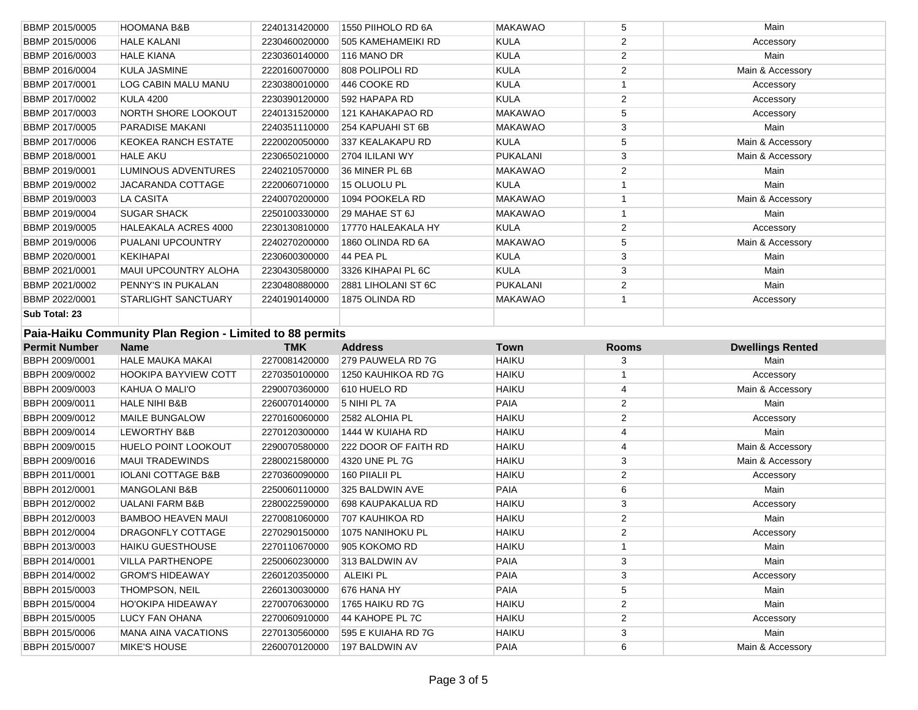| BBMP 2015/0005 | HOOMANA B&B | 2240131420000 | 1550 PIIHOLO RD 6A | MAKAWAO | 5 | Main |
|---|---|---|---|---|---|---|
| BBMP 2015/0006 | HALE KALANI | 2230460020000 | 505 KAMEHAMEIKI RD | KULA | 2 | Accessory |
| BBMP 2016/0003 | HALE KIANA | 2230360140000 | 116 MANO DR | KULA | 2 | Main |
| BBMP 2016/0004 | KULA JASMINE | 2220160070000 | 808 POLIPOLI RD | KULA | 2 | Main & Accessory |
| BBMP 2017/0001 | LOG CABIN MALU MANU | 2230380010000 | 446 COOKE RD | KULA | 1 | Accessory |
| BBMP 2017/0002 | KULA 4200 | 2230390120000 | 592 HAPAPA RD | KULA | 2 | Accessory |
| BBMP 2017/0003 | NORTH SHORE LOOKOUT | 2240131520000 | 121 KAHAKAPAO RD | MAKAWAO | 5 | Accessory |
| BBMP 2017/0005 | PARADISE MAKANI | 2240351110000 | 254 KAPUAHI ST 6B | MAKAWAO | 3 | Main |
| BBMP 2017/0006 | KEOKEA RANCH ESTATE | 2220020050000 | 337 KEALAKAPU RD | KULA | 5 | Main & Accessory |
| BBMP 2018/0001 | HALE AKU | 2230650210000 | 2704 ILILANI WY | PUKALANI | 3 | Main & Accessory |
| BBMP 2019/0001 | LUMINOUS ADVENTURES | 2240210570000 | 36 MINER PL 6B | MAKAWAO | 2 | Main |
| BBMP 2019/0002 | JACARANDA COTTAGE | 2220060710000 | 15 OLUOLU PL | KULA | 1 | Main |
| BBMP 2019/0003 | LA CASITA | 2240070200000 | 1094 POOKELA RD | MAKAWAO | 1 | Main & Accessory |
| BBMP 2019/0004 | SUGAR SHACK | 2250100330000 | 29 MAHAE ST 6J | MAKAWAO | 1 | Main |
| BBMP 2019/0005 | HALEAKALA ACRES 4000 | 2230130810000 | 17770 HALEAKALA HY | KULA | 2 | Accessory |
| BBMP 2019/0006 | PUALANI UPCOUNTRY | 2240270200000 | 1860 OLINDA RD 6A | MAKAWAO | 5 | Main & Accessory |
| BBMP 2020/0001 | KEKIHAPAI | 2230600300000 | 44 PEA PL | KULA | 3 | Main |
| BBMP 2021/0001 | MAUI UPCOUNTRY ALOHA | 2230430580000 | 3326 KIHAPAI PL 6C | KULA | 3 | Main |
| BBMP 2021/0002 | PENNY'S IN PUKALAN | 2230480880000 | 2881 LIHOLANI ST 6C | PUKALANI | 2 | Main |
| BBMP 2022/0001 | STARLIGHT SANCTUARY | 2240190140000 | 1875 OLINDA RD | MAKAWAO | 1 | Accessory |
| **Sub Total: 23** | | | | | | |

**Paia-Haiku Community Plan Region - Limited to 88 permits**

| Permit Number | Name | TMK | Address | Town | Rooms | Dwellings Rented |
|---|---|---|---|---|---|---|
| BBPH 2009/0001 | HALE MAUKA MAKAI | 2270081420000 | 279 PAUWELA RD 7G | HAIKU | 3 | Main |
| BBPH 2009/0002 | HOOKIPA BAYVIEW COTT | 2270350100000 | 1250 KAUHIKOA RD 7G | HAIKU | 1 | Accessory |
| BBPH 2009/0003 | KAHUA O MALI'O | 2290070360000 | 610 HUELO RD | HAIKU | 4 | Main & Accessory |
| BBPH 2009/0011 | HALE NIHI B&B | 2260070140000 | 5 NIHI PL 7A | PAIA | 2 | Main |
| BBPH 2009/0012 | MAILE BUNGALOW | 2270160060000 | 2582 ALOHIA PL | HAIKU | 2 | Accessory |
| BBPH 2009/0014 | LEWORTHY B&B | 2270120300000 | 1444 W KUIAHA RD | HAIKU | 4 | Main |
| BBPH 2009/0015 | HUELO POINT LOOKOUT | 2290070580000 | 222 DOOR OF FAITH RD | HAIKU | 4 | Main & Accessory |
| BBPH 2009/0016 | MAUI TRADEWINDS | 2280021580000 | 4320 UNE PL 7G | HAIKU | 3 | Main & Accessory |
| BBPH 2011/0001 | IOLANI COTTAGE B&B | 2270360090000 | 160 PIIALII PL | HAIKU | 2 | Accessory |
| BBPH 2012/0001 | MANGOLANI B&B | 2250060110000 | 325 BALDWIN AVE | PAIA | 6 | Main |
| BBPH 2012/0002 | UALANI FARM B&B | 2280022590000 | 698 KAUPAKALUA RD | HAIKU | 3 | Accessory |
| BBPH 2012/0003 | BAMBOO HEAVEN MAUI | 2270081060000 | 707 KAUHIKOA RD | HAIKU | 2 | Main |
| BBPH 2012/0004 | DRAGONFLY COTTAGE | 2270290150000 | 1075 NANIHOKU PL | HAIKU | 2 | Accessory |
| BBPH 2013/0003 | HAIKU GUESTHOUSE | 2270110670000 | 905 KOKOMO RD | HAIKU | 1 | Main |
| BBPH 2014/0001 | VILLA PARTHENOPE | 2250060230000 | 313 BALDWIN AV | PAIA | 3 | Main |
| BBPH 2014/0002 | GROM'S HIDEAWAY | 2260120350000 | ALEIKI PL | PAIA | 3 | Accessory |
| BBPH 2015/0003 | THOMPSON, NEIL | 2260130030000 | 676 HANA HY | PAIA | 5 | Main |
| BBPH 2015/0004 | HO'OKIPA HIDEAWAY | 2270070630000 | 1765 HAIKU RD 7G | HAIKU | 2 | Main |
| BBPH 2015/0005 | LUCY FAN OHANA | 2270060910000 | 44 KAHOPE PL 7C | HAIKU | 2 | Accessory |
| BBPH 2015/0006 | MANA AINA VACATIONS | 2270130560000 | 595 E KUIAHA RD 7G | HAIKU | 3 | Main |
| BBPH 2015/0007 | MIKE'S HOUSE | 2260070120000 | 197 BALDWIN AV | PAIA | 6 | Main & Accessory |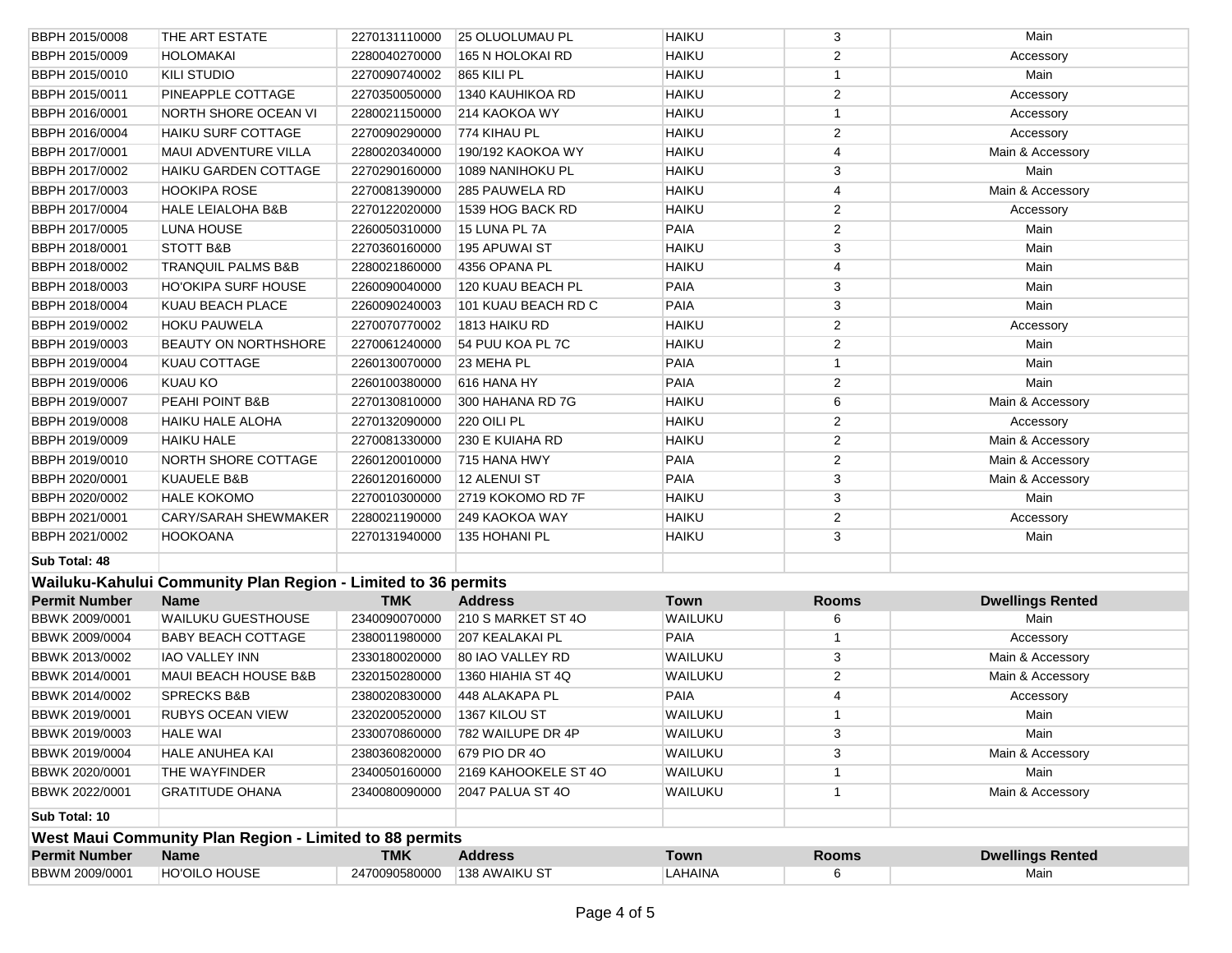| BBPH 2015/0008 | THE ART ESTATE | 2270131110000 | 25 OLUOLUMAU PL | HAIKU | 3 | Main |
|---|---|---|---|---|---|---|
| BBPH 2015/0009 | HOLOMAKAI | 2280040270000 | 165 N HOLOKAI RD | HAIKU | 2 | Accessory |
| BBPH 2015/0010 | KILI STUDIO | 2270090740002 | 865 KILI PL | HAIKU | 1 | Main |
| BBPH 2015/0011 | PINEAPPLE COTTAGE | 2270350050000 | 1340 KAUHIKOA RD | HAIKU | 2 | Accessory |
| BBPH 2016/0001 | NORTH SHORE OCEAN VI | 2280021150000 | 214 KAOKOA WY | HAIKU | 1 | Accessory |
| BBPH 2016/0004 | HAIKU SURF COTTAGE | 2270090290000 | 774 KIHAU PL | HAIKU | 2 | Accessory |
| BBPH 2017/0001 | MAUI ADVENTURE VILLA | 2280020340000 | 190/192 KAOKOA WY | HAIKU | 4 | Main & Accessory |
| BBPH 2017/0002 | HAIKU GARDEN COTTAGE | 2270290160000 | 1089 NANIHOKU PL | HAIKU | 3 | Main |
| BBPH 2017/0003 | HOOKIPA ROSE | 2270081390000 | 285 PAUWELA RD | HAIKU | 4 | Main & Accessory |
| BBPH 2017/0004 | HALE LEIALOHA B&B | 2270122020000 | 1539 HOG BACK RD | HAIKU | 2 | Accessory |
| BBPH 2017/0005 | LUNA HOUSE | 2260050310000 | 15 LUNA PL 7A | PAIA | 2 | Main |
| BBPH 2018/0001 | STOTT B&B | 2270360160000 | 195 APUWAI ST | HAIKU | 3 | Main |
| BBPH 2018/0002 | TRANQUIL PALMS B&B | 2280021860000 | 4356 OPANA PL | HAIKU | 4 | Main |
| BBPH 2018/0003 | HO'OKIPA SURF HOUSE | 2260090040000 | 120 KUAU BEACH PL | PAIA | 3 | Main |
| BBPH 2018/0004 | KUAU BEACH PLACE | 2260090240003 | 101 KUAU BEACH RD C | PAIA | 3 | Main |
| BBPH 2019/0002 | HOKU PAUWELA | 2270070770002 | 1813 HAIKU RD | HAIKU | 2 | Accessory |
| BBPH 2019/0003 | BEAUTY ON NORTHSHORE | 2270061240000 | 54 PUU KOA PL 7C | HAIKU | 2 | Main |
| BBPH 2019/0004 | KUAU COTTAGE | 2260130070000 | 23 MEHA PL | PAIA | 1 | Main |
| BBPH 2019/0006 | KUAU KO | 2260100380000 | 616 HANA HY | PAIA | 2 | Main |
| BBPH 2019/0007 | PEAHI POINT B&B | 2270130810000 | 300 HAHANA RD 7G | HAIKU | 6 | Main & Accessory |
| BBPH 2019/0008 | HAIKU HALE ALOHA | 2270132090000 | 220 OILI PL | HAIKU | 2 | Accessory |
| BBPH 2019/0009 | HAIKU HALE | 2270081330000 | 230 E KUIAHA RD | HAIKU | 2 | Main & Accessory |
| BBPH 2019/0010 | NORTH SHORE COTTAGE | 2260120010000 | 715 HANA HWY | PAIA | 2 | Main & Accessory |
| BBPH 2020/0001 | KUAUELE B&B | 2260120160000 | 12 ALENUI ST | PAIA | 3 | Main & Accessory |
| BBPH 2020/0002 | HALE KOKOMO | 2270010300000 | 2719 KOKOMO RD 7F | HAIKU | 3 | Main |
| BBPH 2021/0001 | CARY/SARAH SHEWMAKER | 2280021190000 | 249 KAOKOA WAY | HAIKU | 2 | Accessory |
| BBPH 2021/0002 | HOOKOANA | 2270131940000 | 135 HOHANI PL | HAIKU | 3 | Main |
| **Sub Total: 48** | | | | | | |

**Wailuku-Kahului Community Plan Region - Limited to 36 permits**

| Permit Number | Name | TMK | Address | Town | Rooms | Dwellings Rented |
|---|---|---|---|---|---|---|
| BBWK 2009/0001 | WAILUKU GUESTHOUSE | 2340090070000 | 210 S MARKET ST 4O | WAILUKU | 6 | Main |
| BBWK 2009/0004 | BABY BEACH COTTAGE | 2380011980000 | 207 KEALAKAI PL | PAIA | 1 | Accessory |
| BBWK 2013/0002 | IAO VALLEY INN | 2330180020000 | 80 IAO VALLEY RD | WAILUKU | 3 | Main & Accessory |
| BBWK 2014/0001 | MAUI BEACH HOUSE B&B | 2320150280000 | 1360 HIAHIA ST 4Q | WAILUKU | 2 | Main & Accessory |
| BBWK 2014/0002 | SPRECKS B&B | 2380020830000 | 448 ALAKAPA PL | PAIA | 4 | Accessory |
| BBWK 2019/0001 | RUBYS OCEAN VIEW | 2320200520000 | 1367 KILOU ST | WAILUKU | 1 | Main |
| BBWK 2019/0003 | HALE WAI | 2330070860000 | 782 WAILUPE DR 4P | WAILUKU | 3 | Main |
| BBWK 2019/0004 | HALE ANUHEA KAI | 2380360820000 | 679 PIO DR 4O | WAILUKU | 3 | Main & Accessory |
| BBWK 2020/0001 | THE WAYFINDER | 2340050160000 | 2169 KAHOOKELE ST 4O | WAILUKU | 1 | Main |
| BBWK 2022/0001 | GRATITUDE OHANA | 2340080090000 | 2047 PALUA ST 4O | WAILUKU | 1 | Main & Accessory |
| **Sub Total: 10** | | | | | | |

**West Maui Community Plan Region - Limited to 88 permits**

| Permit Number | Name | TMK | Address | Town | Rooms | Dwellings Rented |
|---|---|---|---|---|---|---|
| BBWM 2009/0001 | HO'OILO HOUSE | 2470090580000 | 138 AWAIKU ST | LAHAINA | 6 | Main |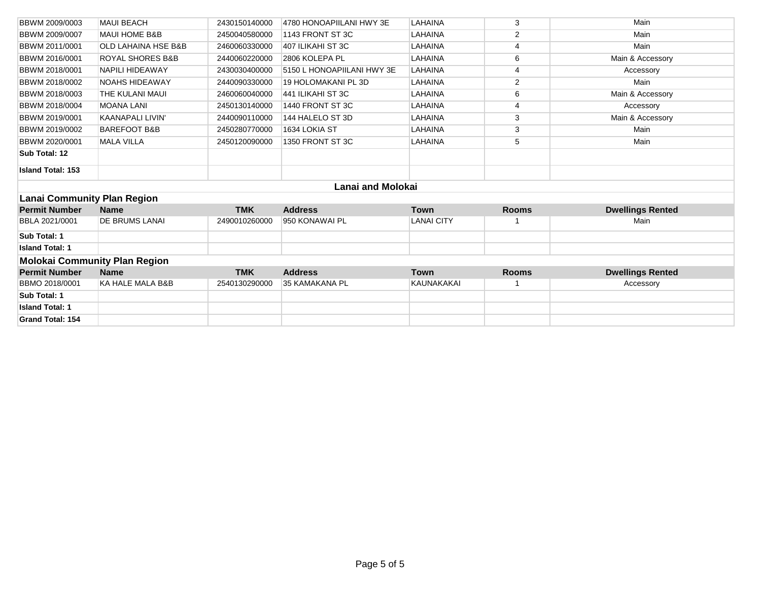| | | | | | | |
|---|---|---|---|---|---|---|
| BBWM 2009/0003 | MAUI BEACH | 2430150140000 | 4780 HONOAPIILANI HWY 3E | LAHAINA | 3 | Main |
| BBWM 2009/0007 | MAUI HOME B&B | 2450040580000 | 1143 FRONT ST 3C | LAHAINA | 2 | Main |
| BBWM 2011/0001 | OLD LAHAINA HSE B&B | 2460060330000 | 407 ILIKAHI ST 3C | LAHAINA | 4 | Main |
| BBWM 2016/0001 | ROYAL SHORES B&B | 2440060220000 | 2806 KOLEPA PL | LAHAINA | 6 | Main & Accessory |
| BBWM 2018/0001 | NAPILI HIDEAWAY | 2430030400000 | 5150 L HONOAPIILANI HWY 3E | LAHAINA | 4 | Accessory |
| BBWM 2018/0002 | NOAHS HIDEAWAY | 2440090330000 | 19 HOLOMAKANI PL 3D | LAHAINA | 2 | Main |
| BBWM 2018/0003 | THE KULANI MAUI | 2460060040000 | 441 ILIKAHI ST 3C | LAHAINA | 6 | Main & Accessory |
| BBWM 2018/0004 | MOANA LANI | 2450130140000 | 1440 FRONT ST 3C | LAHAINA | 4 | Accessory |
| BBWM 2019/0001 | KAANAPALI LIVIN' | 2440090110000 | 144 HALELO ST 3D | LAHAINA | 3 | Main & Accessory |
| BBWM 2019/0002 | BAREFOOT B&B | 2450280770000 | 1634 LOKIA ST | LAHAINA | 3 | Main |
| BBWM 2020/0001 | MALA VILLA | 2450120090000 | 1350 FRONT ST 3C | LAHAINA | 5 | Main |
| **Sub Total: 12** | | | | | | |
| **Island Total: 153** | | | | | | |

## Lanai and Molokai

### Lanai Community Plan Region

| Permit Number | Name | TMK | Address | Town | Rooms | Dwellings Rented |
|---|---|---|---|---|---|---|
| BBLA 2021/0001 | DE BRUMS LANAI | 2490010260000 | 950 KONAWAI PL | LANAI CITY | 1 | Main |
| **Sub Total: 1** | | | | | | |
| **Island Total: 1** | | | | | | |

### Molokai Community Plan Region

| Permit Number | Name | TMK | Address | Town | Rooms | Dwellings Rented |
|---|---|---|---|---|---|---|
| BBMO 2018/0001 | KA HALE MALA B&B | 2540130290000 | 35 KAMAKANA PL | KAUNAKAKAI | 1 | Accessory |
| **Sub Total: 1** | | | | | | |
| **Island Total: 1** | | | | | | |
| **Grand Total: 154** | | | | | | |